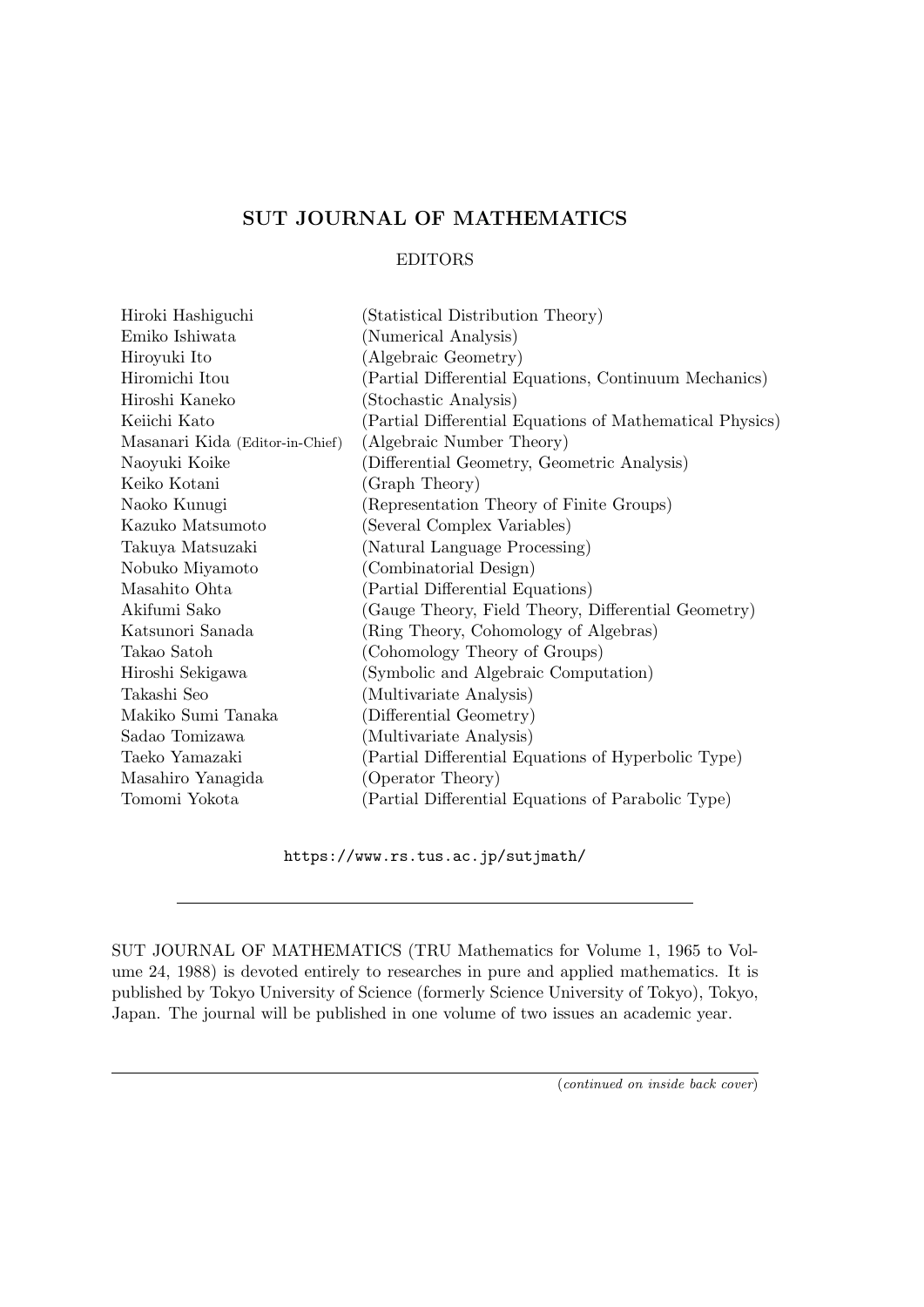# SUT JOURNAL OF MATHEMATICS

## EDITORS

| | |
|---|---|
| Hiroki Hashiguchi | (Statistical Distribution Theory) |
| Emiko Ishiwata | (Numerical Analysis) |
| Hiroyuki Ito | (Algebraic Geometry) |
| Hiromichi Itou | (Partial Differential Equations, Continuum Mechanics) |
| Hiroshi Kaneko | (Stochastic Analysis) |
| Keiichi Kato | (Partial Differential Equations of Mathematical Physics) |
| Masanari Kida (Editor-in-Chief) | (Algebraic Number Theory) |
| Naoyuki Koike | (Differential Geometry, Geometric Analysis) |
| Keiko Kotani | (Graph Theory) |
| Naoko Kunugi | (Representation Theory of Finite Groups) |
| Kazuko Matsumoto | (Several Complex Variables) |
| Takuya Matsuzaki | (Natural Language Processing) |
| Nobuko Miyamoto | (Combinatorial Design) |
| Masahito Ohta | (Partial Differential Equations) |
| Akifumi Sako | (Gauge Theory, Field Theory, Differential Geometry) |
| Katsunori Sanada | (Ring Theory, Cohomology of Algebras) |
| Takao Satoh | (Cohomology Theory of Groups) |
| Hiroshi Sekigawa | (Symbolic and Algebraic Computation) |
| Takashi Seo | (Multivariate Analysis) |
| Makiko Sumi Tanaka | (Differential Geometry) |
| Sadao Tomizawa | (Multivariate Analysis) |
| Taeko Yamazaki | (Partial Differential Equations of Hyperbolic Type) |
| Masahiro Yanagida | (Operator Theory) |
| Tomomi Yokota | (Partial Differential Equations of Parabolic Type) |

https://www.rs.tus.ac.jp/sutjmath/

---

SUT JOURNAL OF MATHEMATICS (TRU Mathematics for Volume 1, 1965 to Volume 24, 1988) is devoted entirely to researches in pure and applied mathematics. It is published by Tokyo University of Science (formerly Science University of Tokyo), Tokyo, Japan. The journal will be published in one volume of two issues an academic year.

---

(*continued on inside back cover*)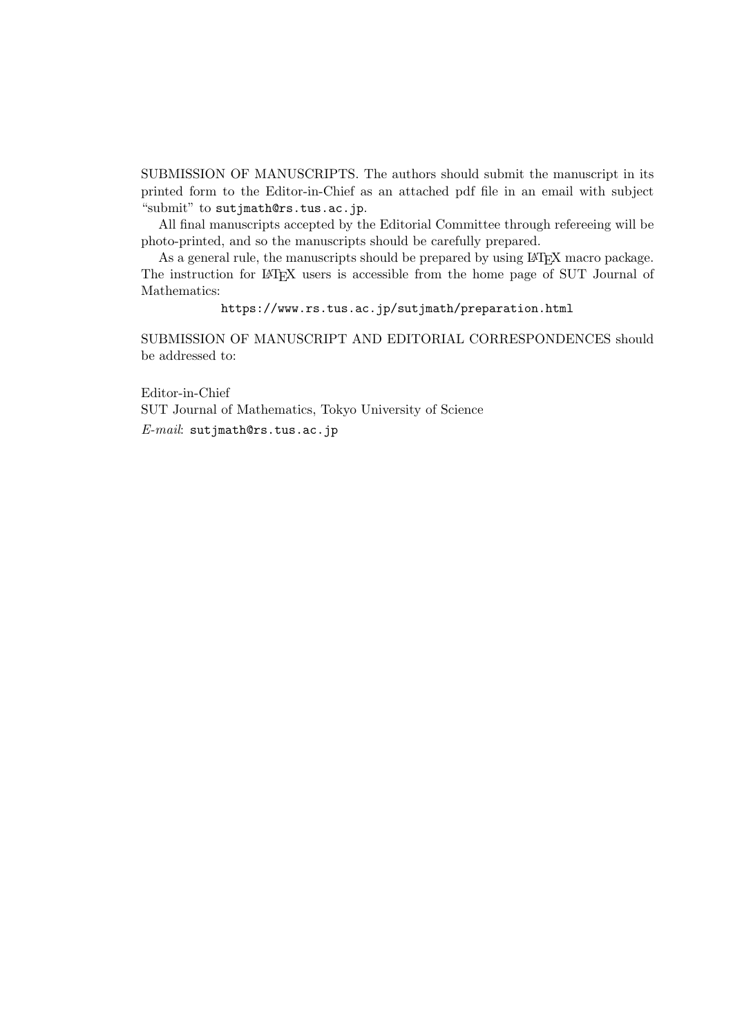SUBMISSION OF MANUSCRIPTS. The authors should submit the manuscript in its printed form to the Editor-in-Chief as an attached pdf file in an email with subject "submit" to `sutjmath@rs.tus.ac.jp`.

All final manuscripts accepted by the Editorial Committee through refereeing will be photo-printed, and so the manuscripts should be carefully prepared.

As a general rule, the manuscripts should be prepared by using LaTeX macro package. The instruction for LaTeX users is accessible from the home page of SUT Journal of Mathematics:

`https://www.rs.tus.ac.jp/sutjmath/preparation.html`

SUBMISSION OF MANUSCRIPT AND EDITORIAL CORRESPONDENCES should be addressed to:

Editor-in-Chief
SUT Journal of Mathematics, Tokyo University of Science
*E-mail*: `sutjmath@rs.tus.ac.jp`